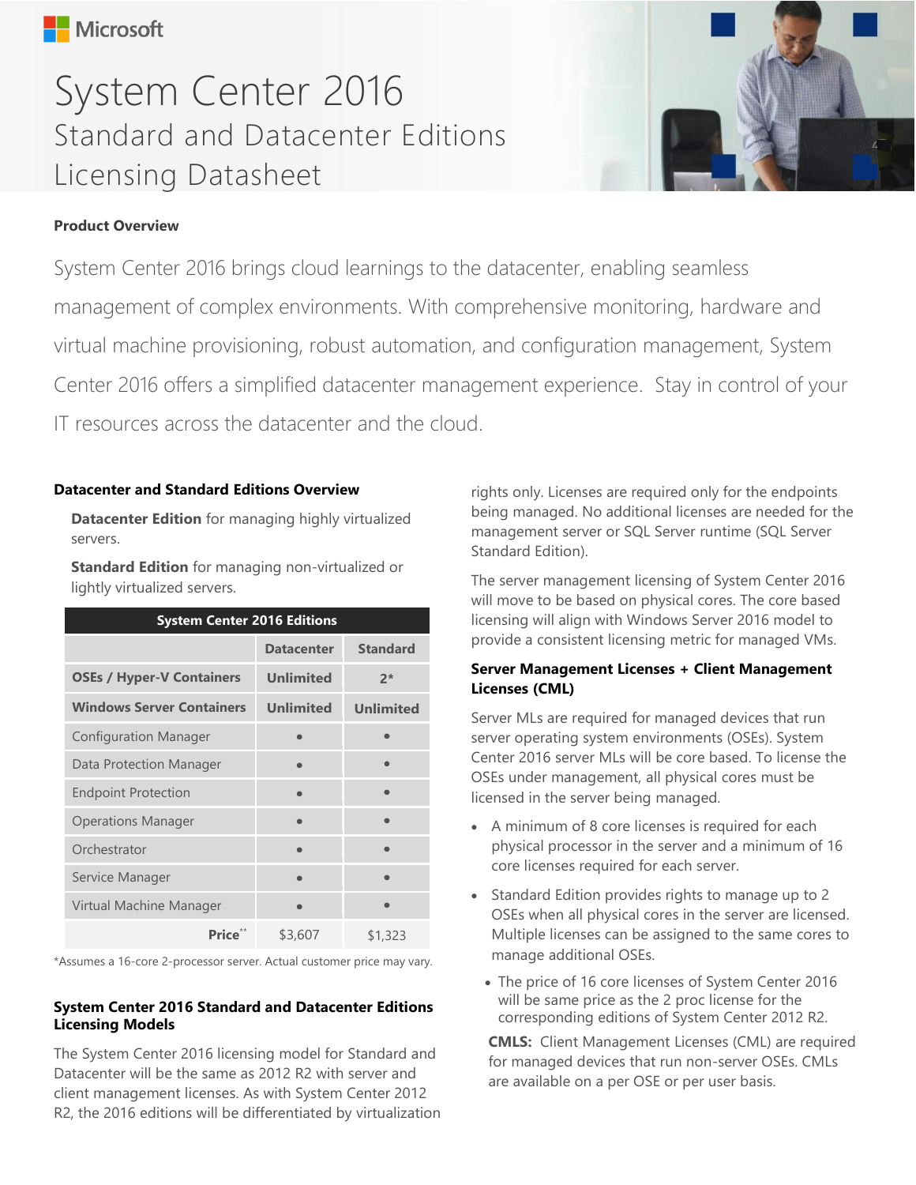Microsoft

# System Center 2016
## Standard and Datacenter Editions
## Licensing Datasheet

**Product Overview**

System Center 2016 brings cloud learnings to the datacenter, enabling seamless management of complex environments. With comprehensive monitoring, hardware and virtual machine provisioning, robust automation, and configuration management, System Center 2016 offers a simplified datacenter management experience. Stay in control of your IT resources across the datacenter and the cloud.

### Datacenter and Standard Editions Overview

**Datacenter Edition** for managing highly virtualized servers.

**Standard Edition** for managing non-virtualized or lightly virtualized servers.

| System Center 2016 Editions | | |
|---|---|---|
| | **Datacenter** | **Standard** |
| **OSEs / Hyper-V Containers** | **Unlimited** | **2*** |
| **Windows Server Containers** | **Unlimited** | **Unlimited** |
| Configuration Manager | • | • |
| Data Protection Manager | • | • |
| Endpoint Protection | • | • |
| Operations Manager | • | • |
| Orchestrator | • | • |
| Service Manager | • | • |
| Virtual Machine Manager | • | • |
| **Price**** | $3,607 | $1,323 |

*Assumes a 16-core 2-processor server. Actual customer price may vary.

### System Center 2016 Standard and Datacenter Editions Licensing Models

The System Center 2016 licensing model for Standard and Datacenter will be the same as 2012 R2 with server and client management licenses. As with System Center 2012 R2, the 2016 editions will be differentiated by virtualization rights only. Licenses are required only for the endpoints being managed. No additional licenses are needed for the management server or SQL Server runtime (SQL Server Standard Edition).

The server management licensing of System Center 2016 will move to be based on physical cores. The core based licensing will align with Windows Server 2016 model to provide a consistent licensing metric for managed VMs.

### Server Management Licenses + Client Management Licenses (CML)

Server MLs are required for managed devices that run server operating system environments (OSEs). System Center 2016 server MLs will be core based. To license the OSEs under management, all physical cores must be licensed in the server being managed.

- A minimum of 8 core licenses is required for each physical processor in the server and a minimum of 16 core licenses required for each server.
- Standard Edition provides rights to manage up to 2 OSEs when all physical cores in the server are licensed. Multiple licenses can be assigned to the same cores to manage additional OSEs.
  - The price of 16 core licenses of System Center 2016 will be same price as the 2 proc license for the corresponding editions of System Center 2012 R2.

**CMLS:** Client Management Licenses (CML) are required for managed devices that run non-server OSEs. CMLs are available on a per OSE or per user basis.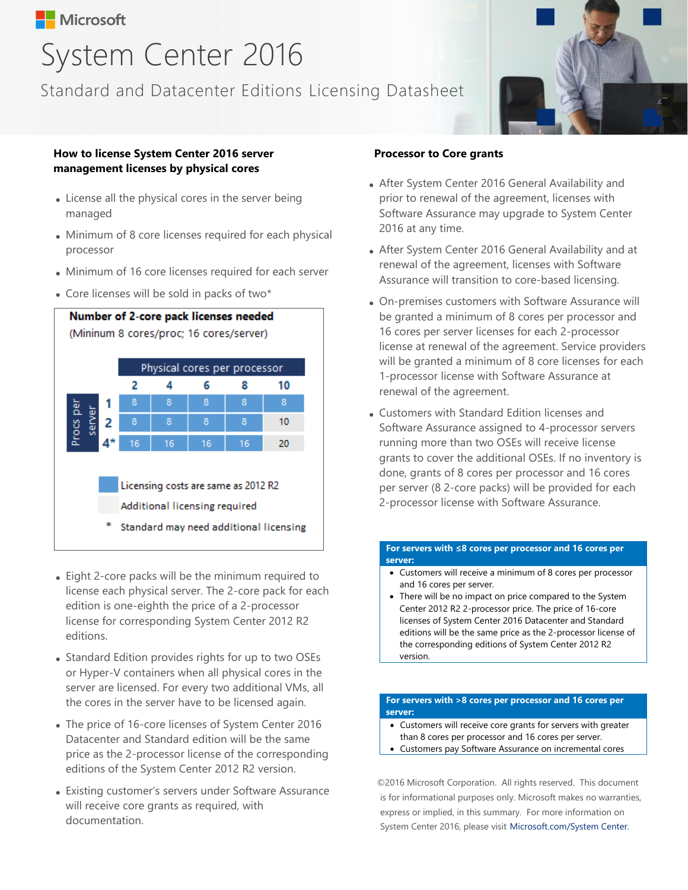Microsoft

# System Center 2016

Standard and Datacenter Editions Licensing Datasheet

### How to license System Center 2016 server management licenses by physical cores

- License all the physical cores in the server being managed
- Minimum of 8 core licenses required for each physical processor
- Minimum of 16 core licenses required for each server
- Core licenses will be sold in packs of two*

**Number of 2-core pack licenses needed**

(Mininum 8 cores/proc; 16 cores/server)

| Procs per server | Physical cores per processor: 2 | 4 | 6 | 8 | 10 |
|---|---|---|---|---|---|
| 1 | 8 | 8 | 8 | 8 | 8 |
| 2 | 8 | 8 | 8 | 8 | 10 |
| 4* | 16 | 16 | 16 | 16 | 20 |

Licensing costs are same as 2012 R2

Additional licensing required

\* Standard may need additional licensing

- Eight 2-core packs will be the minimum required to license each physical server. The 2-core pack for each edition is one-eighth the price of a 2-processor license for corresponding System Center 2012 R2 editions.
- Standard Edition provides rights for up to two OSEs or Hyper-V containers when all physical cores in the server are licensed. For every two additional VMs, all the cores in the server have to be licensed again.
- The price of 16-core licenses of System Center 2016 Datacenter and Standard edition will be the same price as the 2-processor license of the corresponding editions of the System Center 2012 R2 version.
- Existing customer's servers under Software Assurance will receive core grants as required, with documentation.

### Processor to Core grants

- After System Center 2016 General Availability and prior to renewal of the agreement, licenses with Software Assurance may upgrade to System Center 2016 at any time.
- After System Center 2016 General Availability and at renewal of the agreement, licenses with Software Assurance will transition to core-based licensing.
- On-premises customers with Software Assurance will be granted a minimum of 8 cores per processor and 16 cores per server licenses for each 2-processor license at renewal of the agreement. Service providers will be granted a minimum of 8 core licenses for each 1-processor license with Software Assurance at renewal of the agreement.
- Customers with Standard Edition licenses and Software Assurance assigned to 4-processor servers running more than two OSEs will receive license grants to cover the additional OSEs. If no inventory is done, grants of 8 cores per processor and 16 cores per server (8 2-core packs) will be provided for each 2-processor license with Software Assurance.

**For servers with ≤8 cores per processor and 16 cores per server:**

- Customers will receive a minimum of 8 cores per processor and 16 cores per server.
- There will be no impact on price compared to the System Center 2012 R2 2-processor price. The price of 16-core licenses of System Center 2016 Datacenter and Standard editions will be the same price as the 2-processor license of the corresponding editions of System Center 2012 R2 version.

**For servers with >8 cores per processor and 16 cores per server:**

- Customers will receive core grants for servers with greater than 8 cores per processor and 16 cores per server.
- Customers pay Software Assurance on incremental cores

©2016 Microsoft Corporation. All rights reserved. This document is for informational purposes only. Microsoft makes no warranties, express or implied, in this summary. For more information on System Center 2016, please visit Microsoft.com/System Center.